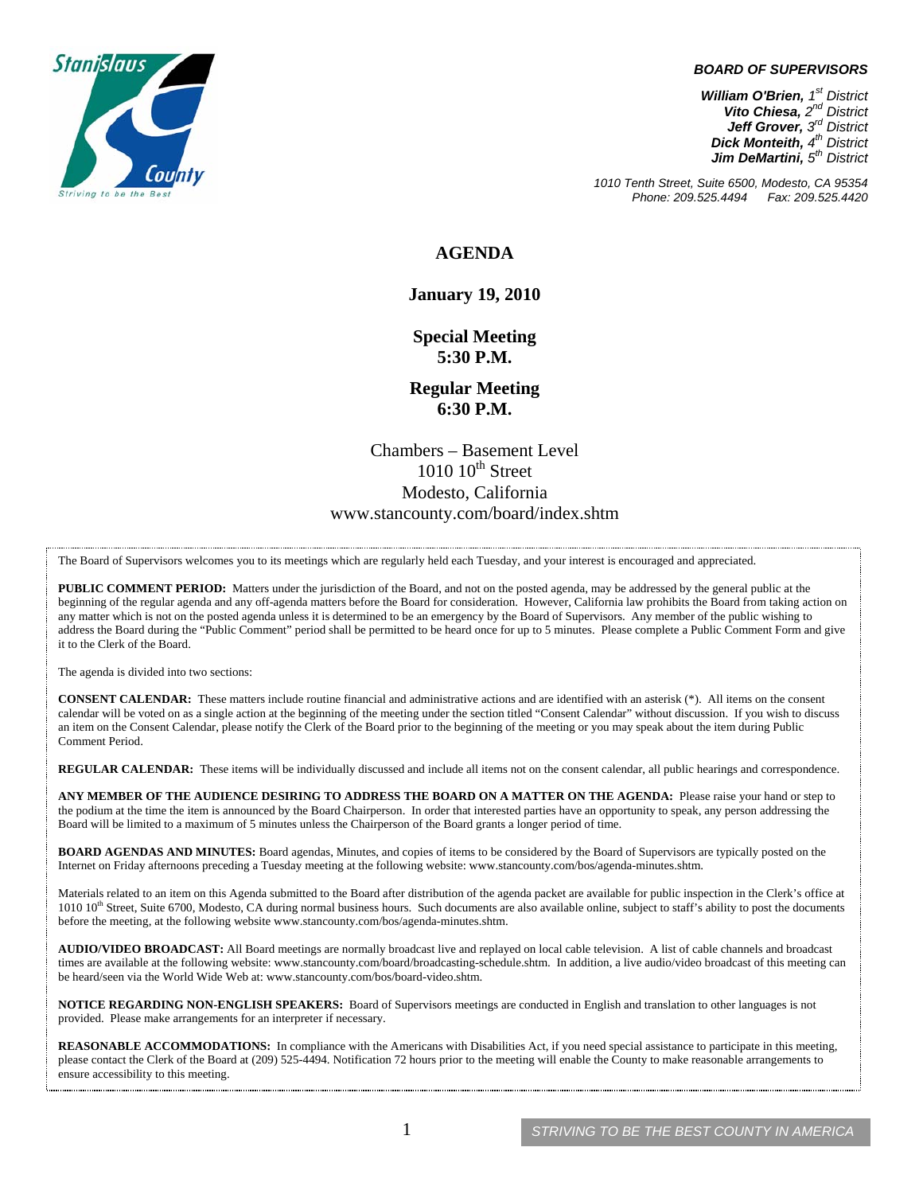Stanislaus County

Striving to be the Best

***BOARD OF SUPERVISORS***

***William O'Brien,** 1st District*
***Vito Chiesa,** 2nd District*
***Jeff Grover,** 3rd District*
***Dick Monteith,** 4th District*
***Jim DeMartini,** 5th District*

*1010 Tenth Street, Suite 6500, Modesto, CA 95354*
*Phone: 209.525.4494 Fax: 209.525.4420*

# AGENDA

**January 19, 2010**

**Special Meeting**
**5:30 P.M.**

**Regular Meeting**
**6:30 P.M.**

Chambers – Basement Level
1010 10th Street
Modesto, California
www.stancounty.com/board/index.shtm

The Board of Supervisors welcomes you to its meetings which are regularly held each Tuesday, and your interest is encouraged and appreciated.

**PUBLIC COMMENT PERIOD:** Matters under the jurisdiction of the Board, and not on the posted agenda, may be addressed by the general public at the beginning of the regular agenda and any off-agenda matters before the Board for consideration. However, California law prohibits the Board from taking action on any matter which is not on the posted agenda unless it is determined to be an emergency by the Board of Supervisors. Any member of the public wishing to address the Board during the "Public Comment" period shall be permitted to be heard once for up to 5 minutes. Please complete a Public Comment Form and give it to the Clerk of the Board.

The agenda is divided into two sections:

**CONSENT CALENDAR:** These matters include routine financial and administrative actions and are identified with an asterisk (*). All items on the consent calendar will be voted on as a single action at the beginning of the meeting under the section titled "Consent Calendar" without discussion. If you wish to discuss an item on the Consent Calendar, please notify the Clerk of the Board prior to the beginning of the meeting or you may speak about the item during Public Comment Period.

**REGULAR CALENDAR:** These items will be individually discussed and include all items not on the consent calendar, all public hearings and correspondence.

**ANY MEMBER OF THE AUDIENCE DESIRING TO ADDRESS THE BOARD ON A MATTER ON THE AGENDA:** Please raise your hand or step to the podium at the time the item is announced by the Board Chairperson. In order that interested parties have an opportunity to speak, any person addressing the Board will be limited to a maximum of 5 minutes unless the Chairperson of the Board grants a longer period of time.

**BOARD AGENDAS AND MINUTES:** Board agendas, Minutes, and copies of items to be considered by the Board of Supervisors are typically posted on the Internet on Friday afternoons preceding a Tuesday meeting at the following website: www.stancounty.com/bos/agenda-minutes.shtm.

Materials related to an item on this Agenda submitted to the Board after distribution of the agenda packet are available for public inspection in the Clerk's office at 1010 10th Street, Suite 6700, Modesto, CA during normal business hours. Such documents are also available online, subject to staff's ability to post the documents before the meeting, at the following website www.stancounty.com/bos/agenda-minutes.shtm.

**AUDIO/VIDEO BROADCAST:** All Board meetings are normally broadcast live and replayed on local cable television. A list of cable channels and broadcast times are available at the following website: www.stancounty.com/board/broadcasting-schedule.shtm. In addition, a live audio/video broadcast of this meeting can be heard/seen via the World Wide Web at: www.stancounty.com/bos/board-video.shtm.

**NOTICE REGARDING NON-ENGLISH SPEAKERS:** Board of Supervisors meetings are conducted in English and translation to other languages is not provided. Please make arrangements for an interpreter if necessary.

**REASONABLE ACCOMMODATIONS:** In compliance with the Americans with Disabilities Act, if you need special assistance to participate in this meeting, please contact the Clerk of the Board at (209) 525-4494. Notification 72 hours prior to the meeting will enable the County to make reasonable arrangements to ensure accessibility to this meeting.

STRIVING TO BE THE BEST COUNTY IN AMERICA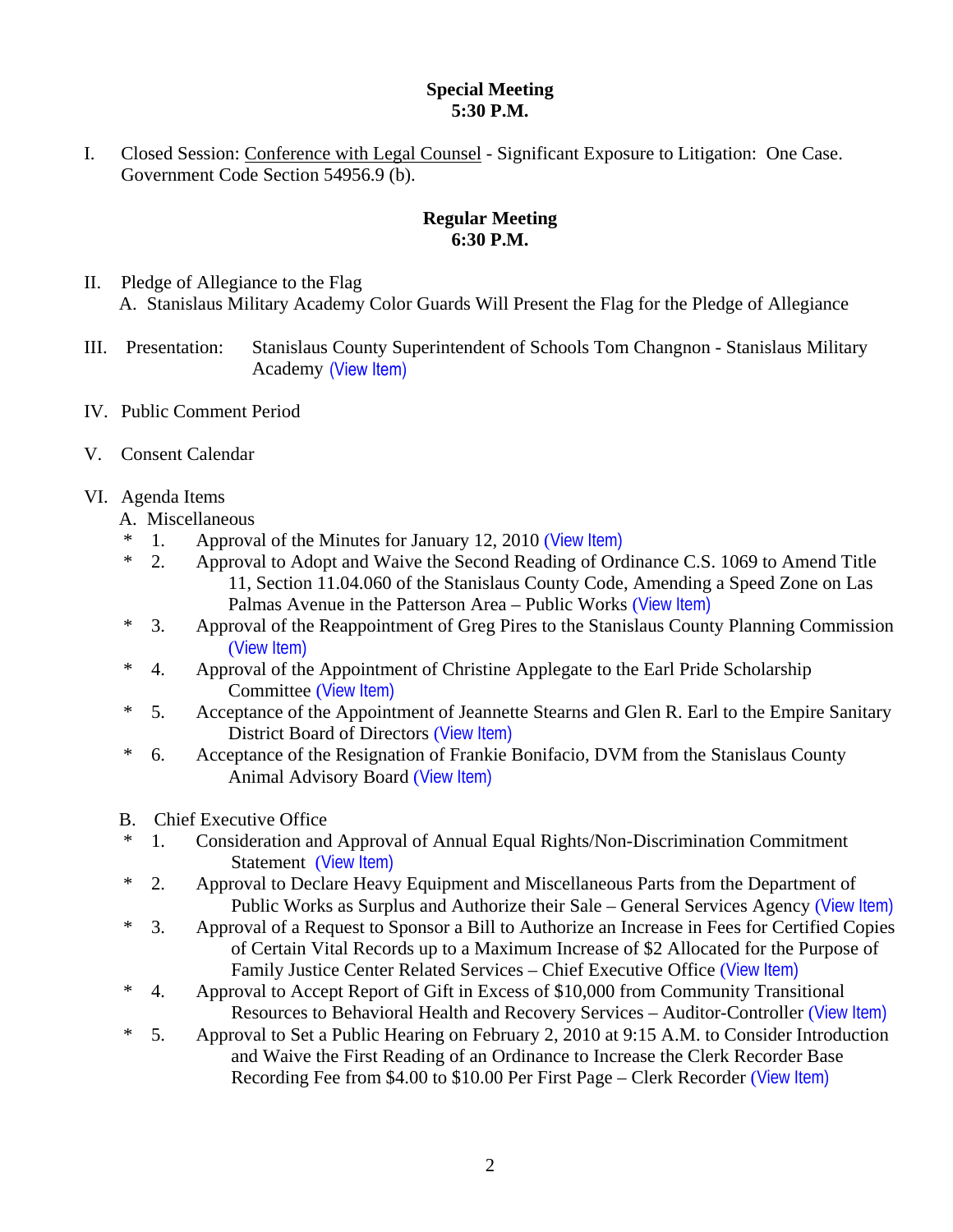**Special Meeting**
**5:30 P.M.**

I. Closed Session: Conference with Legal Counsel - Significant Exposure to Litigation: One Case. Government Code Section 54956.9 (b).

**Regular Meeting**
**6:30 P.M.**

II. Pledge of Allegiance to the Flag
   A. Stanislaus Military Academy Color Guards Will Present the Flag for the Pledge of Allegiance

III. Presentation: Stanislaus County Superintendent of Schools Tom Changnon - Stanislaus Military Academy (View Item)

IV. Public Comment Period

V. Consent Calendar

VI. Agenda Items
   A. Miscellaneous
   * 1. Approval of the Minutes for January 12, 2010 (View Item)
   * 2. Approval to Adopt and Waive the Second Reading of Ordinance C.S. 1069 to Amend Title 11, Section 11.04.060 of the Stanislaus County Code, Amending a Speed Zone on Las Palmas Avenue in the Patterson Area – Public Works (View Item)
   * 3. Approval of the Reappointment of Greg Pires to the Stanislaus County Planning Commission (View Item)
   * 4. Approval of the Appointment of Christine Applegate to the Earl Pride Scholarship Committee (View Item)
   * 5. Acceptance of the Appointment of Jeannette Stearns and Glen R. Earl to the Empire Sanitary District Board of Directors (View Item)
   * 6. Acceptance of the Resignation of Frankie Bonifacio, DVM from the Stanislaus County Animal Advisory Board (View Item)

   B. Chief Executive Office
   * 1. Consideration and Approval of Annual Equal Rights/Non-Discrimination Commitment Statement (View Item)
   * 2. Approval to Declare Heavy Equipment and Miscellaneous Parts from the Department of Public Works as Surplus and Authorize their Sale – General Services Agency (View Item)
   * 3. Approval of a Request to Sponsor a Bill to Authorize an Increase in Fees for Certified Copies of Certain Vital Records up to a Maximum Increase of $2 Allocated for the Purpose of Family Justice Center Related Services – Chief Executive Office (View Item)
   * 4. Approval to Accept Report of Gift in Excess of $10,000 from Community Transitional Resources to Behavioral Health and Recovery Services – Auditor-Controller (View Item)
   * 5. Approval to Set a Public Hearing on February 2, 2010 at 9:15 A.M. to Consider Introduction and Waive the First Reading of an Ordinance to Increase the Clerk Recorder Base Recording Fee from $4.00 to $10.00 Per First Page – Clerk Recorder (View Item)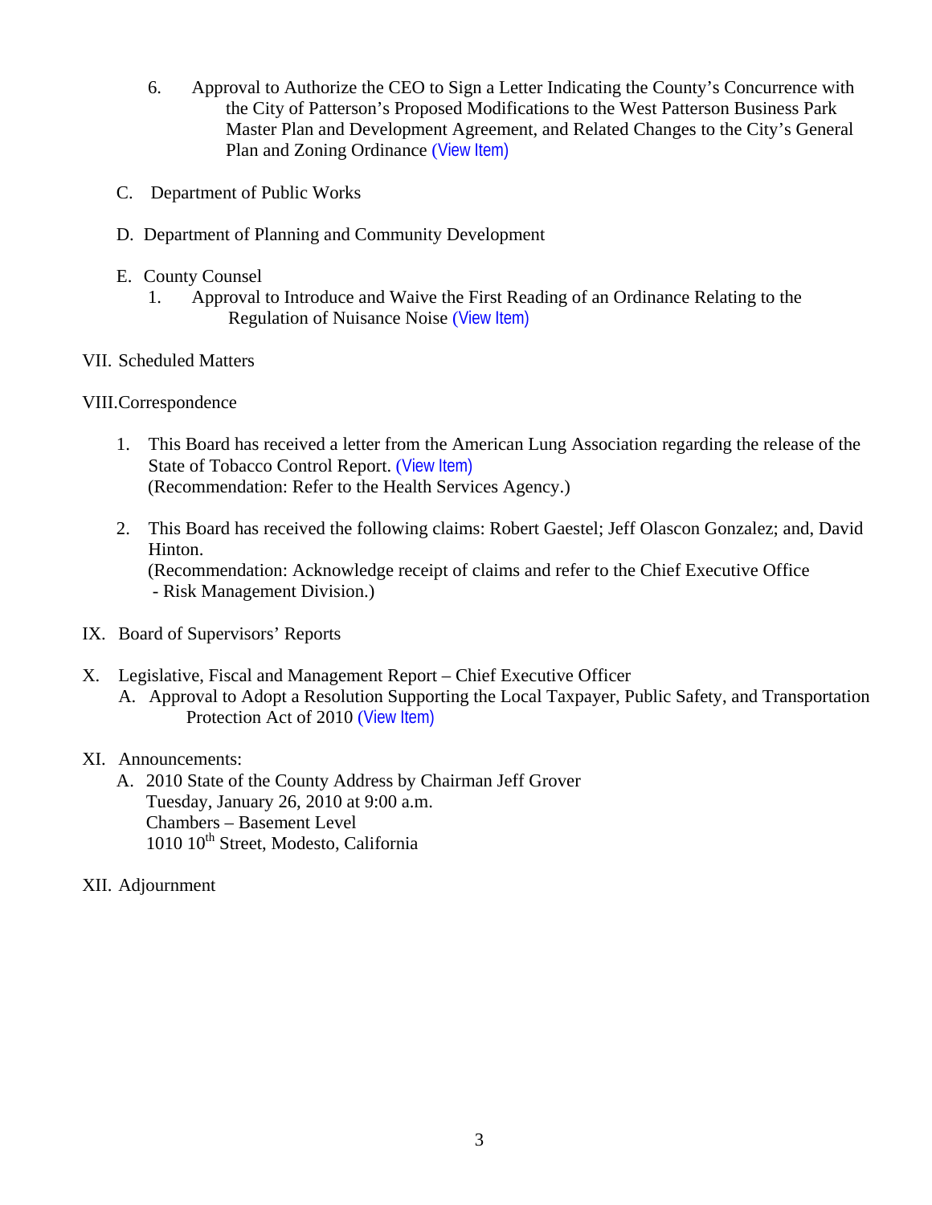6. Approval to Authorize the CEO to Sign a Letter Indicating the County's Concurrence with the City of Patterson's Proposed Modifications to the West Patterson Business Park Master Plan and Development Agreement, and Related Changes to the City's General Plan and Zoning Ordinance (View Item)

C. Department of Public Works

D. Department of Planning and Community Development

E. County Counsel
   1. Approval to Introduce and Waive the First Reading of an Ordinance Relating to the Regulation of Nuisance Noise (View Item)

VII. Scheduled Matters

VIII. Correspondence

1. This Board has received a letter from the American Lung Association regarding the release of the State of Tobacco Control Report. (View Item)
   (Recommendation: Refer to the Health Services Agency.)

2. This Board has received the following claims: Robert Gaestel; Jeff Olascon Gonzalez; and, David Hinton.
   (Recommendation: Acknowledge receipt of claims and refer to the Chief Executive Office - Risk Management Division.)

IX. Board of Supervisors' Reports

X. Legislative, Fiscal and Management Report – Chief Executive Officer
   A. Approval to Adopt a Resolution Supporting the Local Taxpayer, Public Safety, and Transportation Protection Act of 2010 (View Item)

XI. Announcements:
   A. 2010 State of the County Address by Chairman Jeff Grover
      Tuesday, January 26, 2010 at 9:00 a.m.
      Chambers – Basement Level
      1010 10th Street, Modesto, California

XII. Adjournment